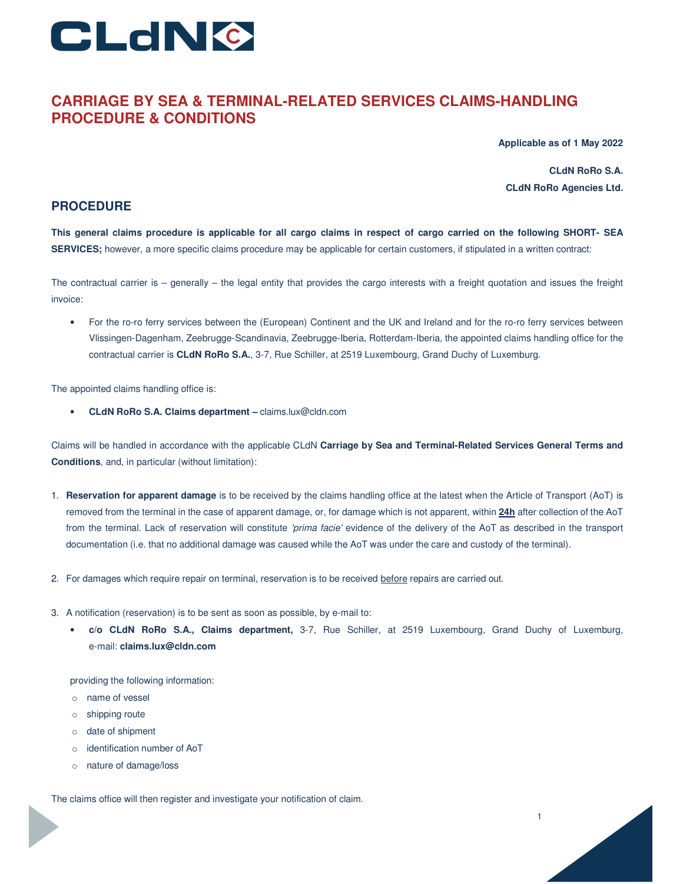# CARRIAGE BY SEA & TERMINAL-RELATED SERVICES CLAIMS-HANDLING PROCEDURE & CONDITIONS

**Applicable as of 1 May 2022**

**CLdN RoRo S.A.**
**CLdN RoRo Agencies Ltd.**

## PROCEDURE

**This general claims procedure is applicable for all cargo claims in respect of cargo carried on the following SHORT- SEA SERVICES;** however, a more specific claims procedure may be applicable for certain customers, if stipulated in a written contract:

The contractual carrier is – generally – the legal entity that provides the cargo interests with a freight quotation and issues the freight invoice:

- For the ro-ro ferry services between the (European) Continent and the UK and Ireland and for the ro-ro ferry services between Vlissingen-Dagenham, Zeebrugge-Scandinavia, Zeebrugge-Iberia, Rotterdam-Iberia, the appointed claims handling office for the contractual carrier is **CLdN RoRo S.A.**, 3-7, Rue Schiller, at 2519 Luxembourg, Grand Duchy of Luxemburg.

The appointed claims handling office is:

- **CLdN RoRo S.A. Claims department –** claims.lux@cldn.com

Claims will be handled in accordance with the applicable CLdN **Carriage by Sea and Terminal-Related Services General Terms and Conditions**, and, in particular (without limitation):

1. **Reservation for apparent damage** is to be received by the claims handling office at the latest when the Article of Transport (AoT) is removed from the terminal in the case of apparent damage, or, for damage which is not apparent, within **24h** after collection of the AoT from the terminal. Lack of reservation will constitute *'prima facie'* evidence of the delivery of the AoT as described in the transport documentation (i.e. that no additional damage was caused while the AoT was under the care and custody of the terminal).

2. For damages which require repair on terminal, reservation is to be received before repairs are carried out.

3. A notification (reservation) is to be sent as soon as possible, by e-mail to:
   - **c/o CLdN RoRo S.A., Claims department,** 3-7, Rue Schiller, at 2519 Luxembourg, Grand Duchy of Luxemburg, e-mail: **claims.lux@cldn.com**

   providing the following information:
   - name of vessel
   - shipping route
   - date of shipment
   - identification number of AoT
   - nature of damage/loss

The claims office will then register and investigate your notification of claim.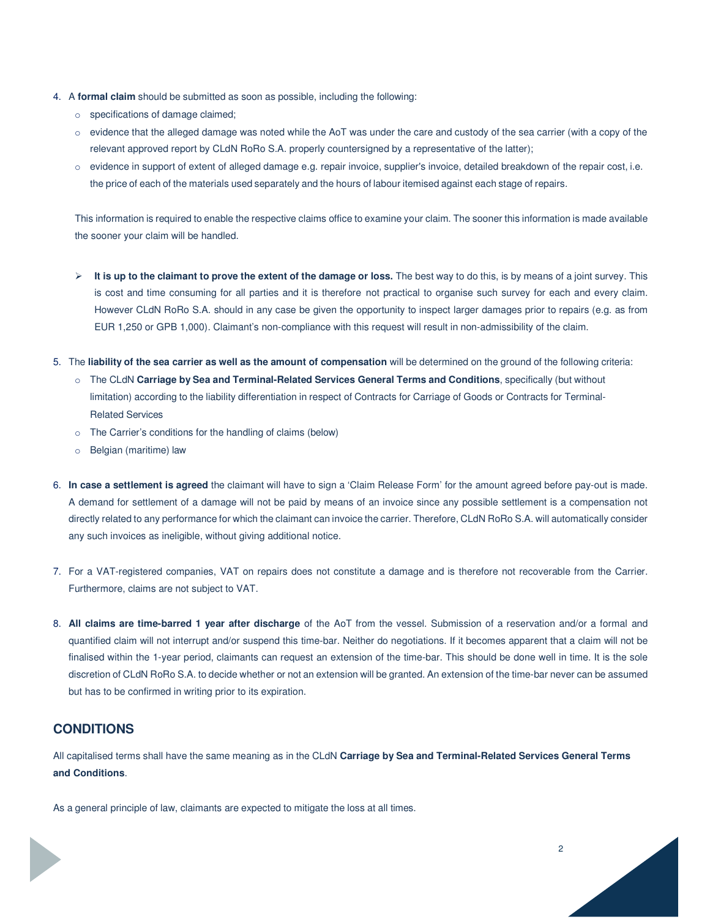4. A **formal claim** should be submitted as soon as possible, including the following:
   - specifications of damage claimed;
   - evidence that the alleged damage was noted while the AoT was under the care and custody of the sea carrier (with a copy of the relevant approved report by CLdN RoRo S.A. properly countersigned by a representative of the latter);
   - evidence in support of extent of alleged damage e.g. repair invoice, supplier's invoice, detailed breakdown of the repair cost, i.e. the price of each of the materials used separately and the hours of labour itemised against each stage of repairs.

   This information is required to enable the respective claims office to examine your claim. The sooner this information is made available the sooner your claim will be handled.

   - **It is up to the claimant to prove the extent of the damage or loss.** The best way to do this, is by means of a joint survey. This is cost and time consuming for all parties and it is therefore not practical to organise such survey for each and every claim. However CLdN RoRo S.A. should in any case be given the opportunity to inspect larger damages prior to repairs (e.g. as from EUR 1,250 or GPB 1,000). Claimant's non-compliance with this request will result in non-admissibility of the claim.

5. The **liability of the sea carrier as well as the amount of compensation** will be determined on the ground of the following criteria:
   - The CLdN **Carriage by Sea and Terminal-Related Services General Terms and Conditions**, specifically (but without limitation) according to the liability differentiation in respect of Contracts for Carriage of Goods or Contracts for Terminal-Related Services
   - The Carrier's conditions for the handling of claims (below)
   - Belgian (maritime) law

6. **In case a settlement is agreed** the claimant will have to sign a 'Claim Release Form' for the amount agreed before pay-out is made. A demand for settlement of a damage will not be paid by means of an invoice since any possible settlement is a compensation not directly related to any performance for which the claimant can invoice the carrier. Therefore, CLdN RoRo S.A. will automatically consider any such invoices as ineligible, without giving additional notice.

7. For a VAT-registered companies, VAT on repairs does not constitute a damage and is therefore not recoverable from the Carrier. Furthermore, claims are not subject to VAT.

8. **All claims are time-barred 1 year after discharge** of the AoT from the vessel. Submission of a reservation and/or a formal and quantified claim will not interrupt and/or suspend this time-bar. Neither do negotiations. If it becomes apparent that a claim will not be finalised within the 1-year period, claimants can request an extension of the time-bar. This should be done well in time. It is the sole discretion of CLdN RoRo S.A. to decide whether or not an extension will be granted. An extension of the time-bar never can be assumed but has to be confirmed in writing prior to its expiration.

## CONDITIONS

All capitalised terms shall have the same meaning as in the CLdN **Carriage by Sea and Terminal-Related Services General Terms and Conditions**.

As a general principle of law, claimants are expected to mitigate the loss at all times.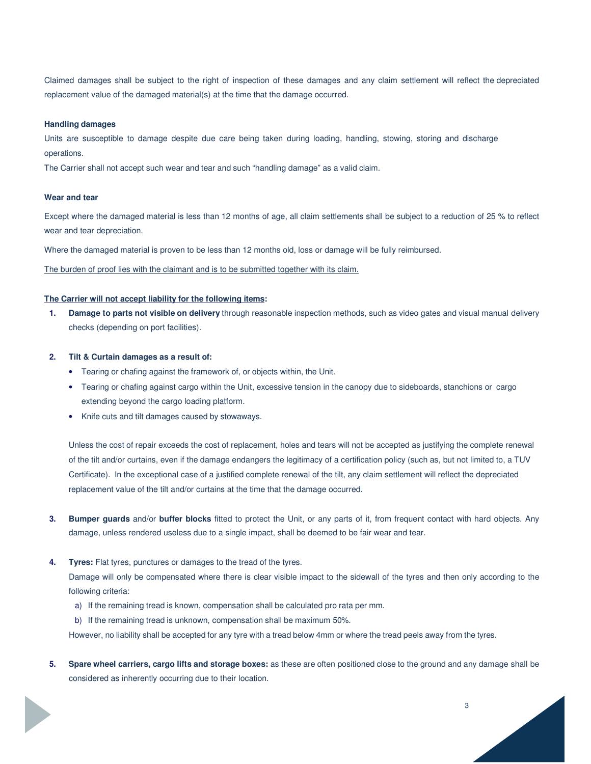Claimed damages shall be subject to the right of inspection of these damages and any claim settlement will reflect the depreciated replacement value of the damaged material(s) at the time that the damage occurred.

**Handling damages**

Units are susceptible to damage despite due care being taken during loading, handling, stowing, storing and discharge operations.

The Carrier shall not accept such wear and tear and such "handling damage" as a valid claim.

**Wear and tear**

Except where the damaged material is less than 12 months of age, all claim settlements shall be subject to a reduction of 25 % to reflect wear and tear depreciation.

Where the damaged material is proven to be less than 12 months old, loss or damage will be fully reimbursed.

<u>The burden of proof lies with the claimant and is to be submitted together with its claim.</u>

<u>**The Carrier will not accept liability for the following items**</u>**:**

1. **Damage to parts not visible on delivery** through reasonable inspection methods, such as video gates and visual manual delivery checks (depending on port facilities).

2. **Tilt & Curtain damages as a result of:**
   - Tearing or chafing against the framework of, or objects within, the Unit.
   - Tearing or chafing against cargo within the Unit, excessive tension in the canopy due to sideboards, stanchions or cargo extending beyond the cargo loading platform.
   - Knife cuts and tilt damages caused by stowaways.

   Unless the cost of repair exceeds the cost of replacement, holes and tears will not be accepted as justifying the complete renewal of the tilt and/or curtains, even if the damage endangers the legitimacy of a certification policy (such as, but not limited to, a TUV Certificate). In the exceptional case of a justified complete renewal of the tilt, any claim settlement will reflect the depreciated replacement value of the tilt and/or curtains at the time that the damage occurred.

3. **Bumper guards** and/or **buffer blocks** fitted to protect the Unit, or any parts of it, from frequent contact with hard objects. Any damage, unless rendered useless due to a single impact, shall be deemed to be fair wear and tear.

4. **Tyres:** Flat tyres, punctures or damages to the tread of the tyres.

   Damage will only be compensated where there is clear visible impact to the sidewall of the tyres and then only according to the following criteria:

   a) If the remaining tread is known, compensation shall be calculated pro rata per mm.

   b) If the remaining tread is unknown, compensation shall be maximum 50%.

   However, no liability shall be accepted for any tyre with a tread below 4mm or where the tread peels away from the tyres.

5. **Spare wheel carriers, cargo lifts and storage boxes:** as these are often positioned close to the ground and any damage shall be considered as inherently occurring due to their location.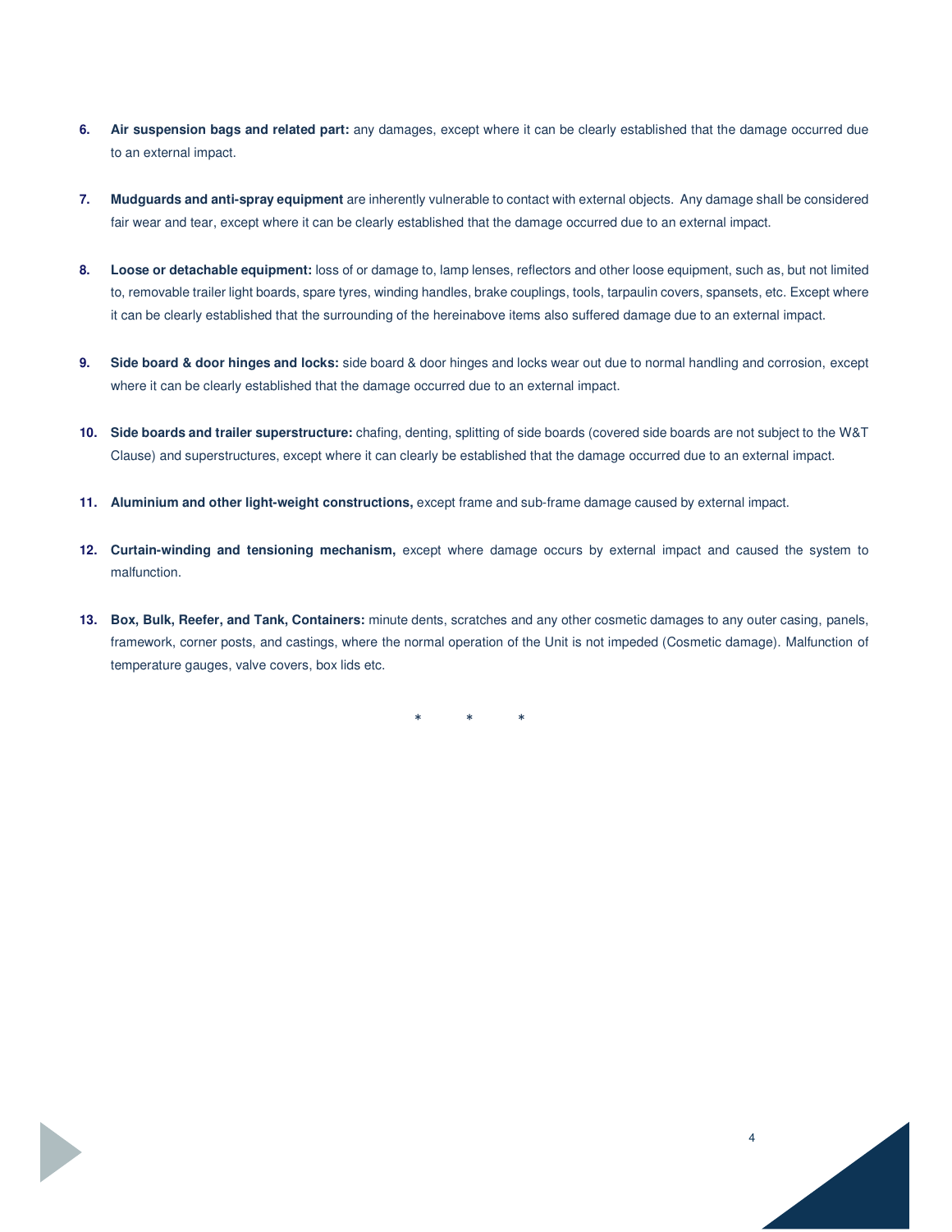6. **Air suspension bags and related part:** any damages, except where it can be clearly established that the damage occurred due to an external impact.

7. **Mudguards and anti-spray equipment** are inherently vulnerable to contact with external objects. Any damage shall be considered fair wear and tear, except where it can be clearly established that the damage occurred due to an external impact.

8. **Loose or detachable equipment:** loss of or damage to, lamp lenses, reflectors and other loose equipment, such as, but not limited to, removable trailer light boards, spare tyres, winding handles, brake couplings, tools, tarpaulin covers, spansets, etc. Except where it can be clearly established that the surrounding of the hereinabove items also suffered damage due to an external impact.

9. **Side board & door hinges and locks:** side board & door hinges and locks wear out due to normal handling and corrosion, except where it can be clearly established that the damage occurred due to an external impact.

10. **Side boards and trailer superstructure:** chafing, denting, splitting of side boards (covered side boards are not subject to the W&T Clause) and superstructures, except where it can clearly be established that the damage occurred due to an external impact.

11. **Aluminium and other light-weight constructions,** except frame and sub-frame damage caused by external impact.

12. **Curtain-winding and tensioning mechanism,** except where damage occurs by external impact and caused the system to malfunction.

13. **Box, Bulk, Reefer, and Tank, Containers:** minute dents, scratches and any other cosmetic damages to any outer casing, panels, framework, corner posts, and castings, where the normal operation of the Unit is not impeded (Cosmetic damage). Malfunction of temperature gauges, valve covers, box lids etc.

\* \* \*